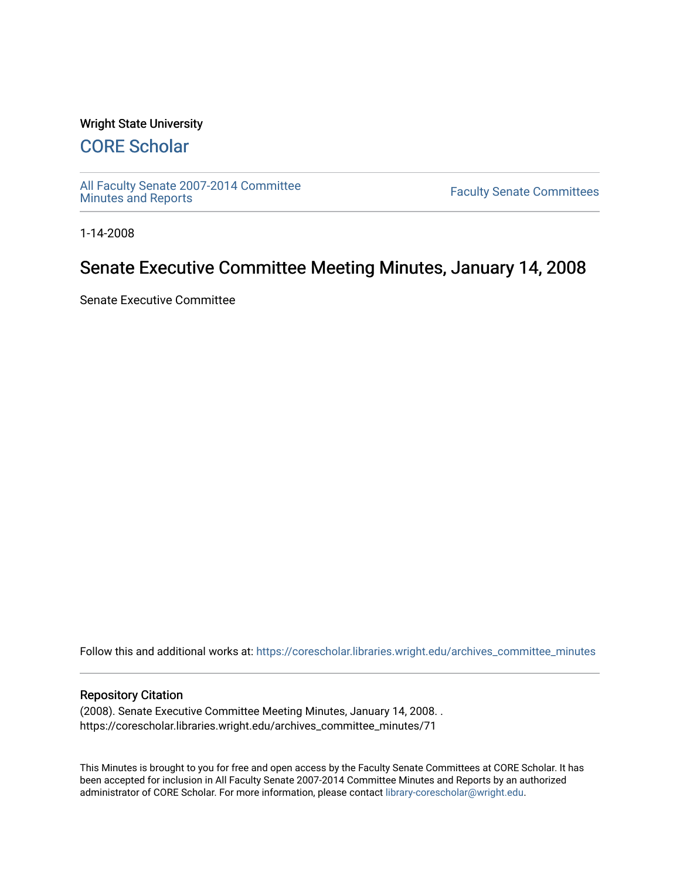Wright State University

# CORE Scholar

All Faculty Senate 2007-2014 Committee Minutes and Reports

Faculty Senate Committees

1-14-2008

## Senate Executive Committee Meeting Minutes, January 14, 2008

Senate Executive Committee

Follow this and additional works at: https://corescholar.libraries.wright.edu/archives_committee_minutes

### Repository Citation

(2008). Senate Executive Committee Meeting Minutes, January 14, 2008. .
https://corescholar.libraries.wright.edu/archives_committee_minutes/71

This Minutes is brought to you for free and open access by the Faculty Senate Committees at CORE Scholar. It has been accepted for inclusion in All Faculty Senate 2007-2014 Committee Minutes and Reports by an authorized administrator of CORE Scholar. For more information, please contact library-corescholar@wright.edu.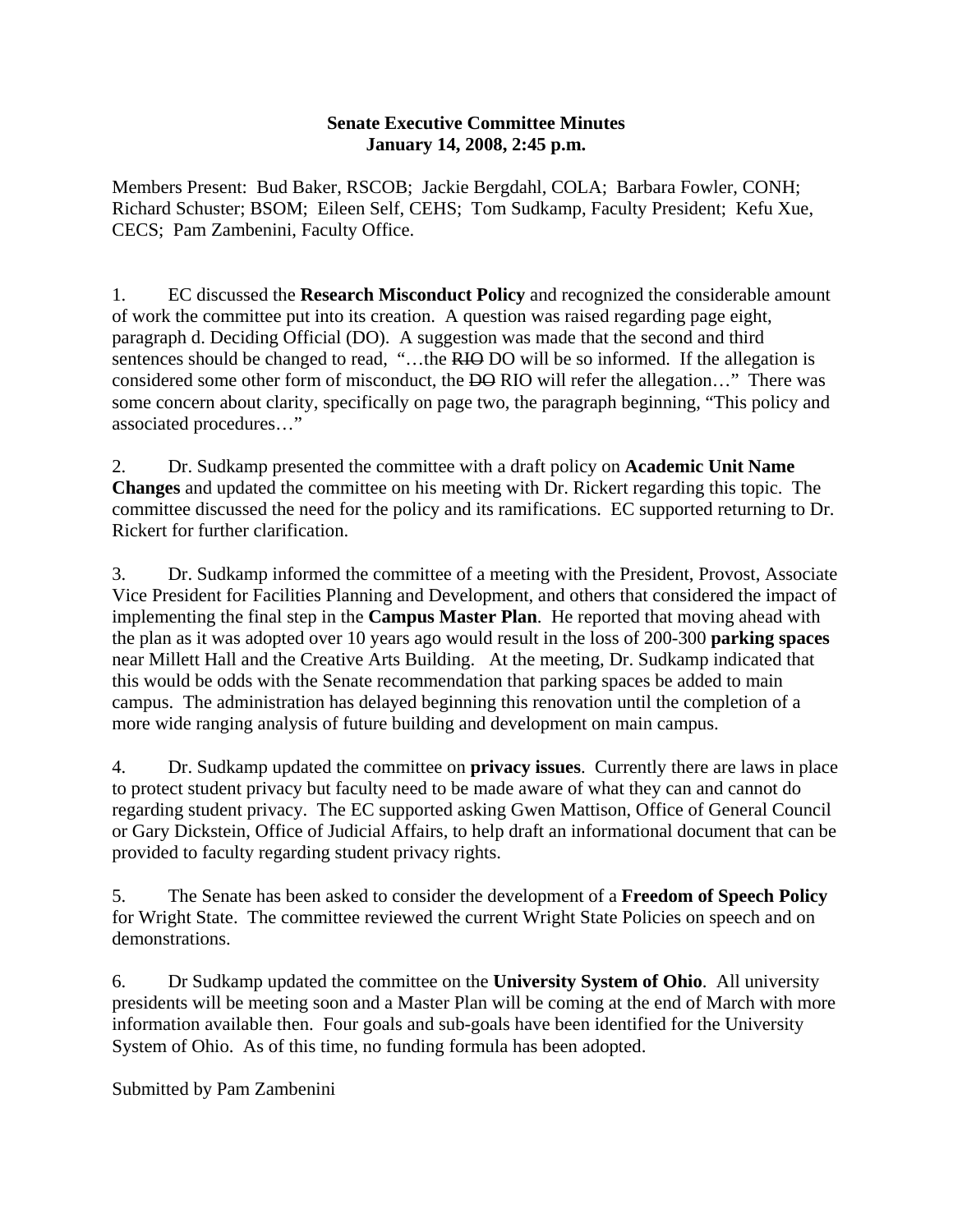**Senate Executive Committee Minutes**
**January 14, 2008, 2:45 p.m.**

Members Present: Bud Baker, RSCOB; Jackie Bergdahl, COLA; Barbara Fowler, CONH; Richard Schuster; BSOM; Eileen Self, CEHS; Tom Sudkamp, Faculty President; Kefu Xue, CECS; Pam Zambenini, Faculty Office.

1. EC discussed the **Research Misconduct Policy** and recognized the considerable amount of work the committee put into its creation. A question was raised regarding page eight, paragraph d. Deciding Official (DO). A suggestion was made that the second and third sentences should be changed to read, "…the ~~RIO~~ DO will be so informed. If the allegation is considered some other form of misconduct, the ~~DO~~ RIO will refer the allegation…" There was some concern about clarity, specifically on page two, the paragraph beginning, "This policy and associated procedures…"

2. Dr. Sudkamp presented the committee with a draft policy on **Academic Unit Name Changes** and updated the committee on his meeting with Dr. Rickert regarding this topic. The committee discussed the need for the policy and its ramifications. EC supported returning to Dr. Rickert for further clarification.

3. Dr. Sudkamp informed the committee of a meeting with the President, Provost, Associate Vice President for Facilities Planning and Development, and others that considered the impact of implementing the final step in the **Campus Master Plan**. He reported that moving ahead with the plan as it was adopted over 10 years ago would result in the loss of 200-300 **parking spaces** near Millett Hall and the Creative Arts Building. At the meeting, Dr. Sudkamp indicated that this would be odds with the Senate recommendation that parking spaces be added to main campus. The administration has delayed beginning this renovation until the completion of a more wide ranging analysis of future building and development on main campus.

4. Dr. Sudkamp updated the committee on **privacy issues**. Currently there are laws in place to protect student privacy but faculty need to be made aware of what they can and cannot do regarding student privacy. The EC supported asking Gwen Mattison, Office of General Council or Gary Dickstein, Office of Judicial Affairs, to help draft an informational document that can be provided to faculty regarding student privacy rights.

5. The Senate has been asked to consider the development of a **Freedom of Speech Policy** for Wright State. The committee reviewed the current Wright State Policies on speech and on demonstrations.

6. Dr Sudkamp updated the committee on the **University System of Ohio**. All university presidents will be meeting soon and a Master Plan will be coming at the end of March with more information available then. Four goals and sub-goals have been identified for the University System of Ohio. As of this time, no funding formula has been adopted.

Submitted by Pam Zambenini